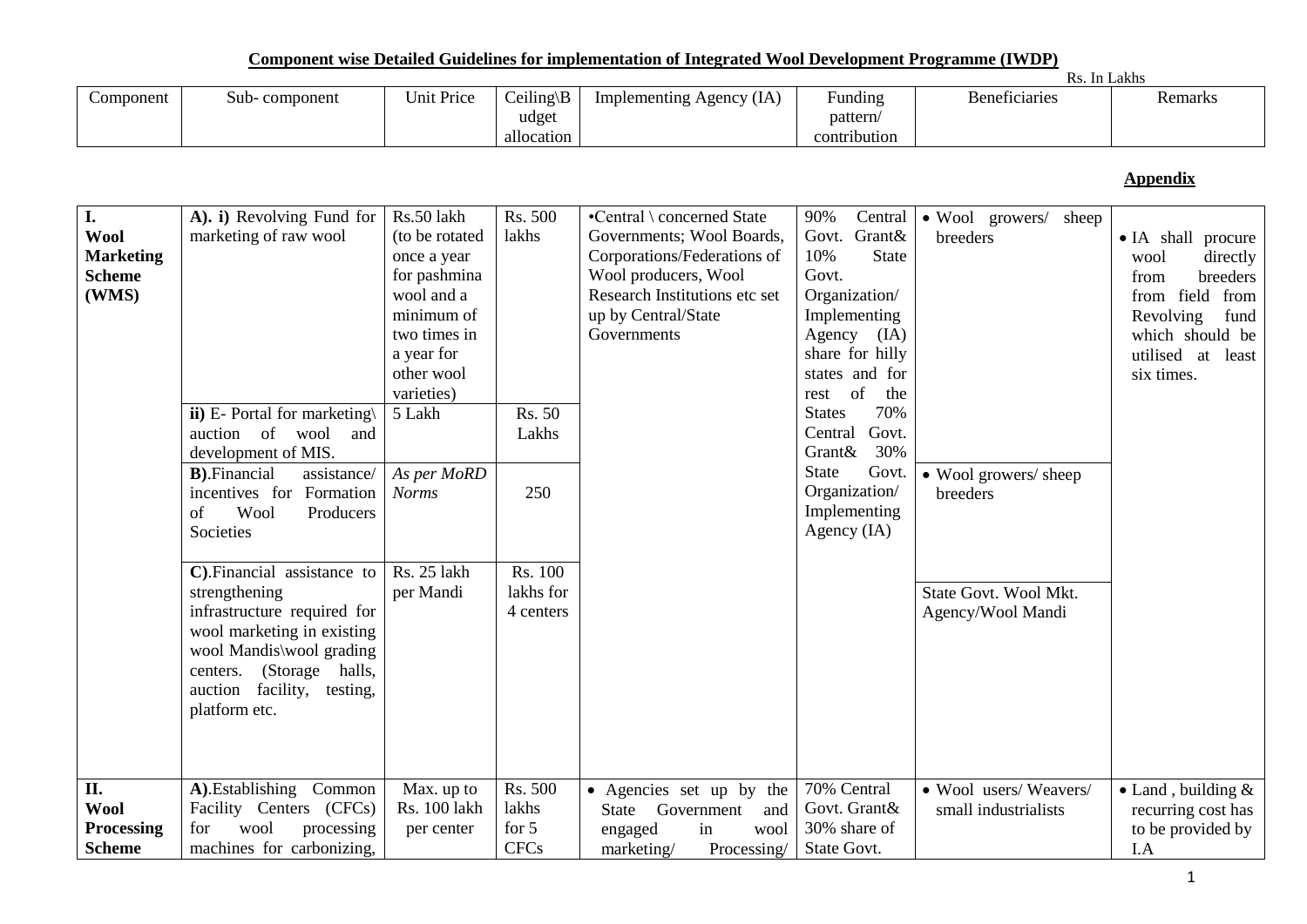**Component wise Detailed Guidelines for implementation of Integrated Wool Development Programme (IWDP)**

Rs. In Lakhs

**Appendix**

| Component | Sub- component | Unit Price | Ceiling\Budget allocation | Implementing Agency (IA) | Funding pattern/ contribution | Beneficiaries | Remarks |
|---|---|---|---|---|---|---|---|
| **I. Wool Marketing Scheme (WMS)** | **A). i)** Revolving Fund for marketing of raw wool | Rs.50 lakh (to be rotated once a year for pashmina wool and a minimum of two times in a year for other wool varieties) | Rs. 500 lakhs | •Central \ concerned State Governments; Wool Boards, Corporations/Federations of Wool producers, Wool Research Institutions etc set up by Central/State Governments | 90% Central Govt. Grant& 10% State Govt. Organization/ Implementing Agency (IA) share for hilly states and for rest of the States 70% Central Govt. Grant& 30% State Govt. Organization/ Implementing Agency (IA) | • Wool growers/ sheep breeders | • IA shall procure wool directly from breeders from field from Revolving fund which should be utilised at least six times. |
| | **ii)** E- Portal for marketing\ auction of wool and development of MIS. | 5 Lakh | Rs. 50 Lakhs | | | | |
| | **B)**.Financial assistance/ incentives for Formation of Wool Producers Societies | *As per MoRD Norms* | 250 | | | • Wool growers/ sheep breeders | |
| | **C)**.Financial assistance to strengthening infrastructure required for wool marketing in existing wool Mandis\wool grading centers. (Storage halls, auction facility, testing, platform etc. | Rs. 25 lakh per Mandi | Rs. 100 lakhs for 4 centers | | | State Govt. Wool Mkt. Agency/Wool Mandi | |
| **II. Wool Processing Scheme** | **A)**.Establishing Common Facility Centers (CFCs) for wool processing machines for carbonizing, | Max. up to Rs. 100 lakh per center | Rs. 500 lakhs for 5 CFCs | • Agencies set up by the State Government and engaged in wool marketing/ Processing/ | 70% Central Govt. Grant& 30% share of State Govt. | • Wool users/ Weavers/ small industrialists | • Land , building & recurring cost has to be provided by I.A |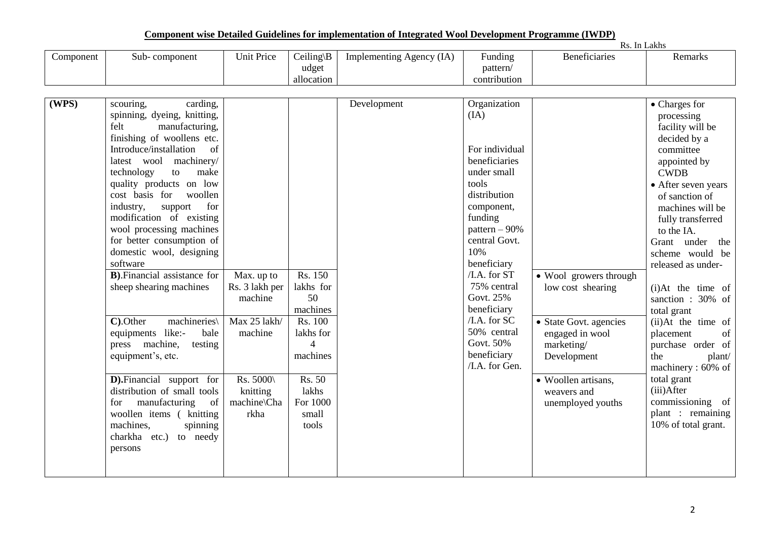## Component wise Detailed Guidelines for implementation of Integrated Wool Development Programme (IWDP)

Rs. In Lakhs

| Component | Sub- component | Unit Price | Ceiling\Budget allocation | Implementing Agency (IA) | Funding pattern/ contribution | Beneficiaries | Remarks |
|---|---|---|---|---|---|---|---|
| (WPS) | scouring, carding, spinning, dyeing, knitting, felt manufacturing, finishing of woollens etc. Introduce/installation of latest wool machinery/ technology to make quality products on low cost basis for woollen industry, support for modification of existing wool processing machines for better consumption of domestic wool, designing software | | | Development | Organization (IA)<br><br>For individual beneficiaries under small tools distribution component, funding pattern – 90% central Govt. 10% beneficiary /I.A. for ST 75% central Govt. 25% beneficiary /I.A. for SC 50% central Govt. 50% beneficiary /I.A. for Gen. | | • Charges for processing facility will be decided by a committee appointed by CWDB<br>• After seven years of sanction of machines will be fully transferred to the IA.<br>Grant under the scheme would be released as under-<br><br>(i)At the time of sanction : 30% of total grant<br>(ii)At the time of placement of purchase order of the plant/ machinery : 60% of total grant<br>(iii)After commissioning of plant : remaining 10% of total grant. |
| | **B)**.Financial assistance for sheep shearing machines | Max. up to Rs. 3 lakh per machine | Rs. 150 lakhs for 50 machines | | | • Wool growers through low cost shearing | |
| | **C)**.Other machineries\ equipments like:- bale press machine, testing equipment's, etc. | Max 25 lakh/ machine | Rs. 100 lakhs for 4 machines | | | • State Govt. agencies engaged in wool marketing/ Development | |
| | **D)**.Financial support for distribution of small tools for manufacturing of woollen items ( knitting machines, spinning charkha etc.) to needy persons | Rs. 5000\ knitting machine\Charkha | Rs. 50 lakhs For 1000 small tools | | | • Woollen artisans, weavers and unemployed youths | |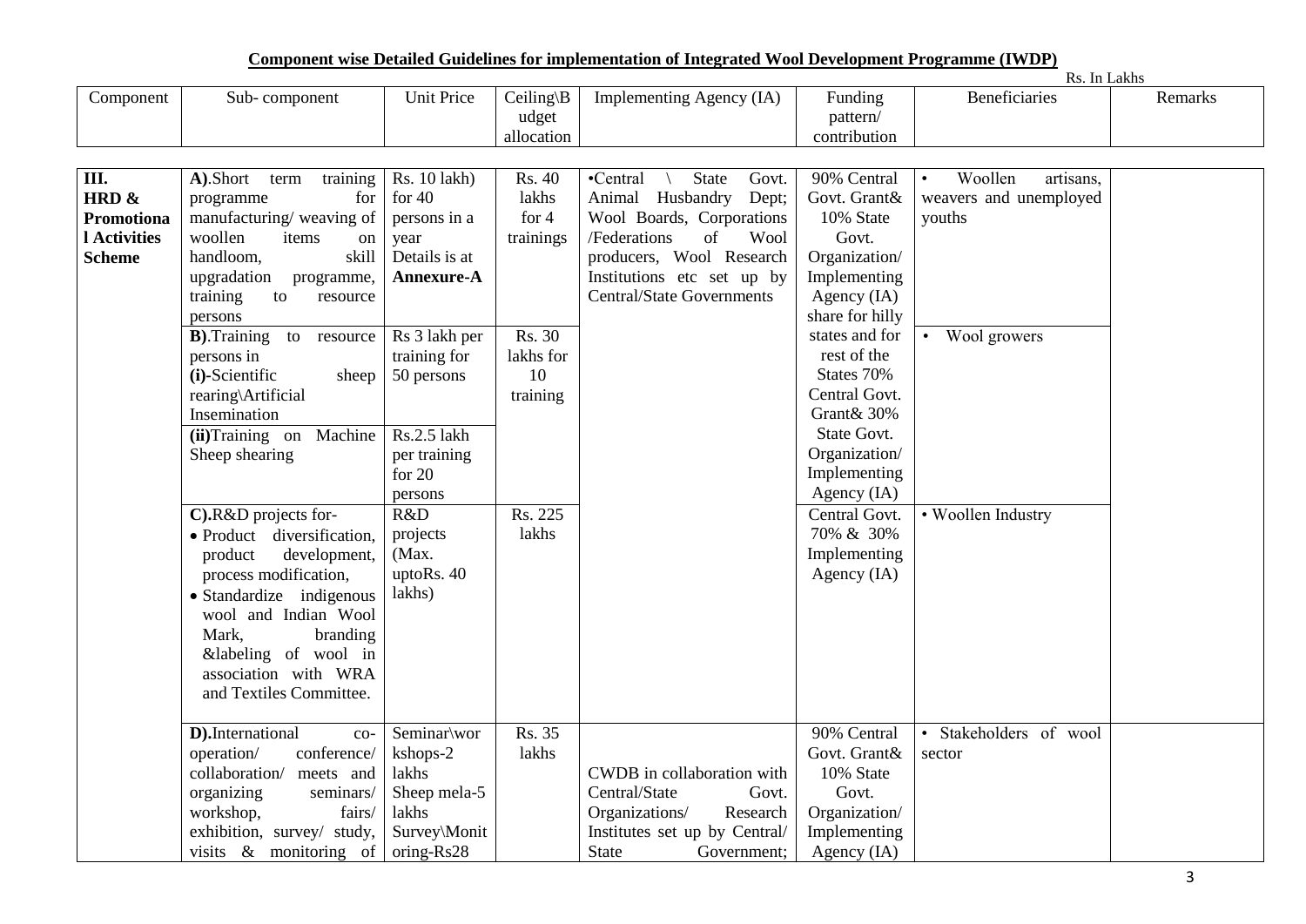**Component wise Detailed Guidelines for implementation of Integrated Wool Development Programme (IWDP)**

Rs. In Lakhs

| Component | Sub- component | Unit Price | Ceiling\Budget allocation | Implementing Agency (IA) | Funding pattern/ contribution | Beneficiaries | Remarks |
|---|---|---|---|---|---|---|---|
| **III. HRD & Promotional Activities Scheme** | **A)**.Short term training programme for manufacturing/ weaving of woollen items on handloom, skill upgradation programme, training to resource persons | Rs. 10 lakh) for 40 persons in a year Details is at **Annexure-A** | Rs. 40 lakhs for 4 trainings | •Central \ State Govt. Animal Husbandry Dept; Wool Boards, Corporations /Federations of Wool producers, Wool Research Institutions etc set up by Central/State Governments | 90% Central Govt. Grant& 10% State Govt. Organization/ Implementing Agency (IA) share for hilly states and for rest of the States 70% Central Govt. Grant& 30% State Govt. Organization/ Implementing Agency (IA) | • Woollen artisans, weavers and unemployed youths | |
| | **B)**.Training to resource persons in **(i)**-Scientific sheep rearing\Artificial Insemination | Rs 3 lakh per training for 50 persons | Rs. 30 lakhs for 10 training | | | • Wool growers | |
| | **(ii)**Training on Machine Sheep shearing | Rs.2.5 lakh per training for 20 persons | | | | | |
| | **C).**R&D projects for-<br>• Product diversification, product development, process modification,<br>• Standardize indigenous wool and Indian Wool Mark, branding &labeling of wool in association with WRA and Textiles Committee. | R&D projects (Max. uptoRs. 40 lakhs) | Rs. 225 lakhs | | Central Govt. 70% & 30% Implementing Agency (IA) | • Woollen Industry | |
| | **D).**International co-operation/ conference/ collaboration/ meets and organizing seminars/ workshop, fairs/ exhibition, survey/ study, visits & monitoring of | Seminar\workshops-2 lakhs<br>Sheep mela-5 lakhs<br>Survey\Monitoring-Rs28 | Rs. 35 lakhs | CWDB in collaboration with Central/State Govt. Organizations/ Research Institutes set up by Central/ State Government; | 90% Central Govt. Grant& 10% State Govt. Organization/ Implementing Agency (IA) | • Stakeholders of wool sector | |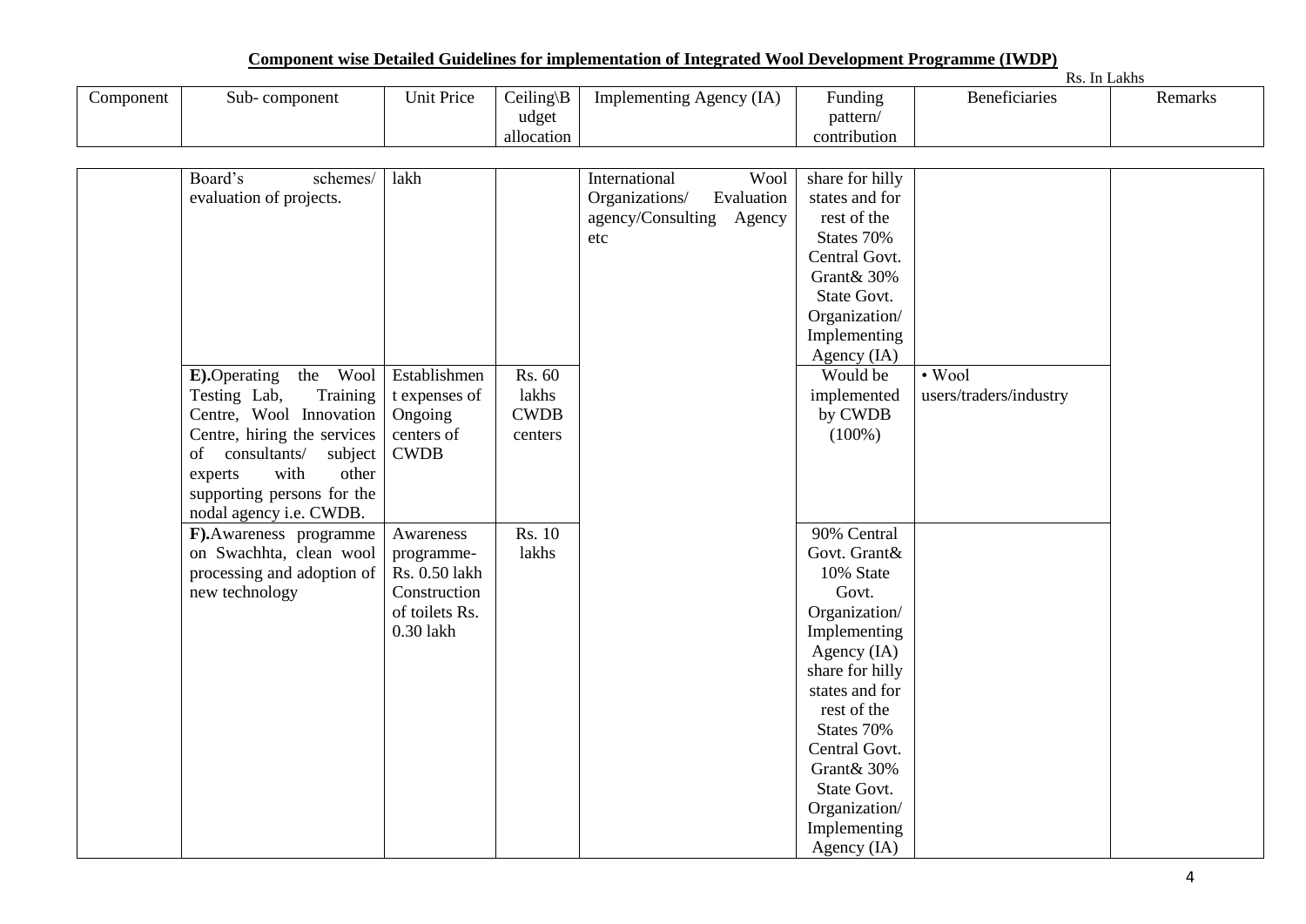## Component wise Detailed Guidelines for implementation of Integrated Wool Development Programme (IWDP)

Rs. In Lakhs

| Component | Sub- component | Unit Price | Ceiling\Budget allocation | Implementing Agency (IA) | Funding pattern/ contribution | Beneficiaries | Remarks |
|---|---|---|---|---|---|---|---|
| | Board's schemes/ evaluation of projects. | lakh | | International Wool Organizations/ Evaluation agency/Consulting Agency etc | share for hilly states and for rest of the States 70% Central Govt. Grant& 30% State Govt. Organization/ Implementing Agency (IA) | | |
| | **E).**Operating the Wool Testing Lab, Training Centre, Wool Innovation Centre, hiring the services of consultants/ subject experts with other supporting persons for the nodal agency i.e. CWDB. | Establishment expenses of Ongoing centers of CWDB | Rs. 60 lakhs CWDB centers | | Would be implemented by CWDB (100%) | • Wool users/traders/industry | |
| | **F).**Awareness programme on Swachhta, clean wool processing and adoption of new technology | Awareness programme- Rs. 0.50 lakh Construction of toilets Rs. 0.30 lakh | Rs. 10 lakhs | | 90% Central Govt. Grant& 10% State Govt. Organization/ Implementing Agency (IA) share for hilly states and for rest of the States 70% Central Govt. Grant& 30% State Govt. Organization/ Implementing Agency (IA) | | |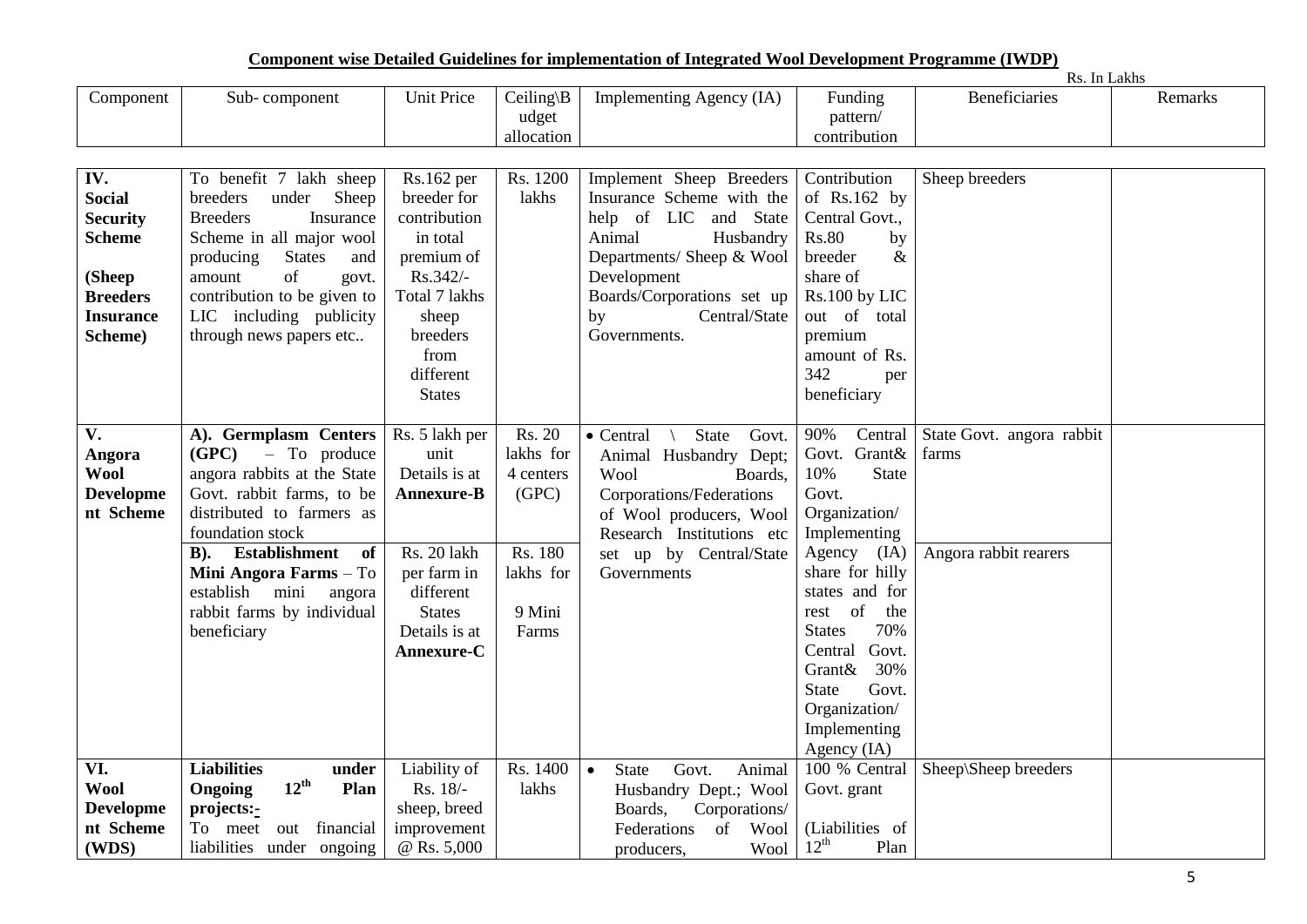**Component wise Detailed Guidelines for implementation of Integrated Wool Development Programme (IWDP)**

Rs. In Lakhs

| Component | Sub- component | Unit Price | Ceiling\Budget allocation | Implementing Agency (IA) | Funding pattern/ contribution | Beneficiaries | Remarks |
|---|---|---|---|---|---|---|---|
| **IV. Social Security Scheme (Sheep Breeders Insurance Scheme)** | To benefit 7 lakh sheep breeders under Sheep Breeders Insurance Scheme in all major wool producing States and amount of govt. contribution to be given to LIC including publicity through news papers etc.. | Rs.162 per breeder for contribution in total premium of Rs.342/- Total 7 lakhs sheep breeders from different States | Rs. 1200 lakhs | Implement Sheep Breeders Insurance Scheme with the help of LIC and State Animal Husbandry Departments/ Sheep & Wool Development Boards/Corporations set up by Central/State Governments. | Contribution of Rs.162 by Central Govt., Rs.80 by breeder & share of Rs.100 by LIC out of total premium amount of Rs. 342 per beneficiary | Sheep breeders | |
| **V. Angora Wool Development Scheme** | **A). Germplasm Centers (GPC)** – To produce angora rabbits at the State Govt. rabbit farms, to be distributed to farmers as foundation stock | Rs. 5 lakh per unit Details is at **Annexure-B** | Rs. 20 lakhs for 4 centers (GPC) | • Central \ State Govt. Animal Husbandry Dept; Wool Boards, Corporations/Federations of Wool producers, Wool Research Institutions etc set up by Central/State Governments | 90% Central Govt. Grant& 10% State Govt. Organization/ Implementing Agency (IA) share for hilly states and for rest of the States 70% Central Govt. Grant& 30% State Govt. Organization/ Implementing Agency (IA) | State Govt. angora rabbit farms | |
| | **B). Establishment of Mini Angora Farms** – To establish mini angora rabbit farms by individual beneficiary | Rs. 20 lakh per farm in different States Details is at **Annexure-C** | Rs. 180 lakhs for 9 Mini Farms | | | Angora rabbit rearers | |
| **VI. Wool Development Scheme (WDS)** | **Liabilities under Ongoing 12th Plan projects:-** To meet out financial liabilities under ongoing | Liability of Rs. 18/- sheep, breed improvement @ Rs. 5,000 | Rs. 1400 lakhs | • State Govt. Animal Husbandry Dept.; Wool Boards, Corporations/ Federations of Wool producers, Wool | 100 % Central Govt. grant (Liabilities of 12th Plan | Sheep\Sheep breeders | |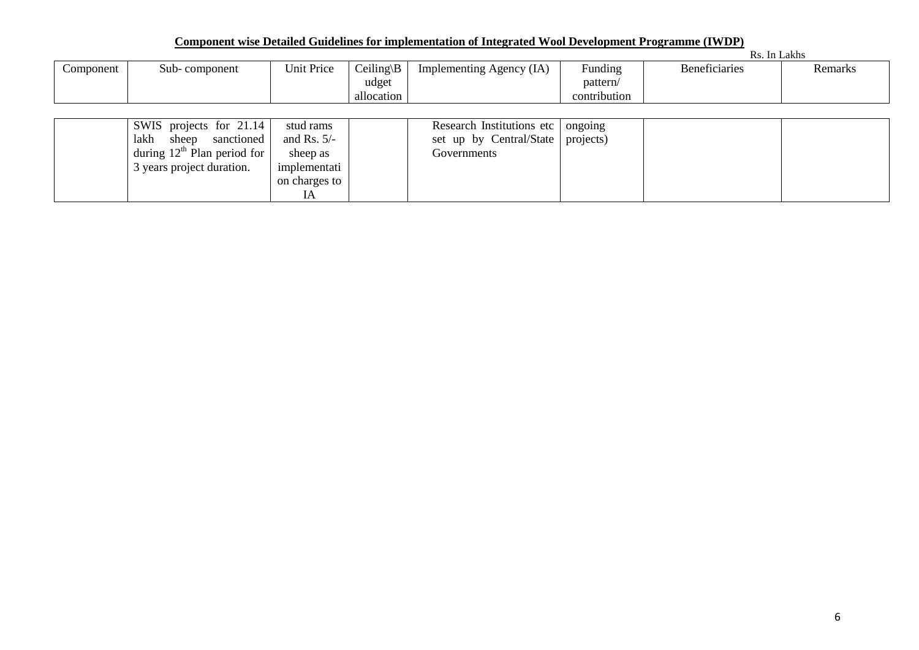**Component wise Detailed Guidelines for implementation of Integrated Wool Development Programme (IWDP)**

Rs. In Lakhs

| Component | Sub- component | Unit Price | Ceiling\Budget allocation | Implementing Agency (IA) | Funding pattern/ contribution | Beneficiaries | Remarks |
|---|---|---|---|---|---|---|---|
| | SWIS projects for 21.14 lakh sheep sanctioned during 12th Plan period for 3 years project duration. | stud rams and Rs. 5/- sheep as implementation charges to IA | | Research Institutions etc set up by Central/State Governments | ongoing projects) | | |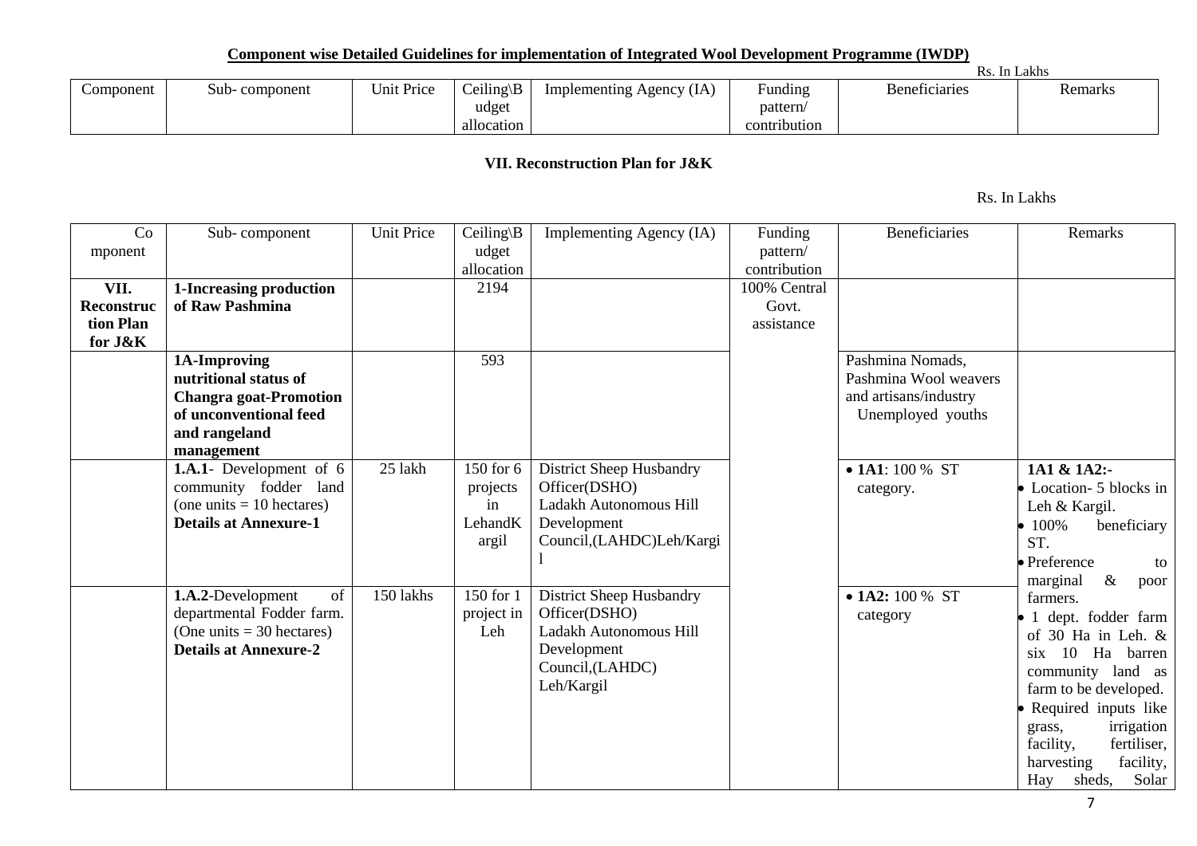**Component wise Detailed Guidelines for implementation of Integrated Wool Development Programme (IWDP)**

Rs. In Lakhs

| Component | Sub- component | Unit Price | Ceiling\Budget allocation | Implementing Agency (IA) | Funding pattern/ contribution | Beneficiaries | Remarks |
|---|---|---|---|---|---|---|---|

**VII. Reconstruction Plan for J&K**

Rs. In Lakhs

| Component | Sub- component | Unit Price | Ceiling\Budget allocation | Implementing Agency (IA) | Funding pattern/ contribution | Beneficiaries | Remarks |
|---|---|---|---|---|---|---|---|
| **VII. Reconstruction Plan for J&K** | **1-Increasing production of Raw Pashmina** | | 2194 | | 100% Central Govt. assistance | | |
| | **1A-Improving nutritional status of Changra goat-Promotion of unconventional feed and rangeland management** | | 593 | | | Pashmina Nomads, Pashmina Wool weavers and artisans/industry Unemployed youths | |
| | **1.A.1**- Development of 6 community fodder land (one units = 10 hectares) **Details at Annexure-1** | 25 lakh | 150 for 6 projects in LehandKargil | District Sheep Husbandry Officer(DSHO) Ladakh Autonomous Hill Development Council,(LAHDC)Leh/Kargil | | • **1A1**: 100 % ST category. | **1A1 & 1A2:-** • Location- 5 blocks in Leh & Kargil. • 100% beneficiary ST. • Preference to marginal & poor farmers. • 1 dept. fodder farm of 30 Ha in Leh. & six 10 Ha barren community land as farm to be developed. • Required inputs like grass, irrigation facility, fertiliser, harvesting facility, Hay sheds, Solar |
| | **1.A.2**-Development of departmental Fodder farm. (One units = 30 hectares) **Details at Annexure-2** | 150 lakhs | 150 for 1 project in Leh | District Sheep Husbandry Officer(DSHO) Ladakh Autonomous Hill Development Council,(LAHDC) Leh/Kargil | | • **1A2:** 100 % ST category | |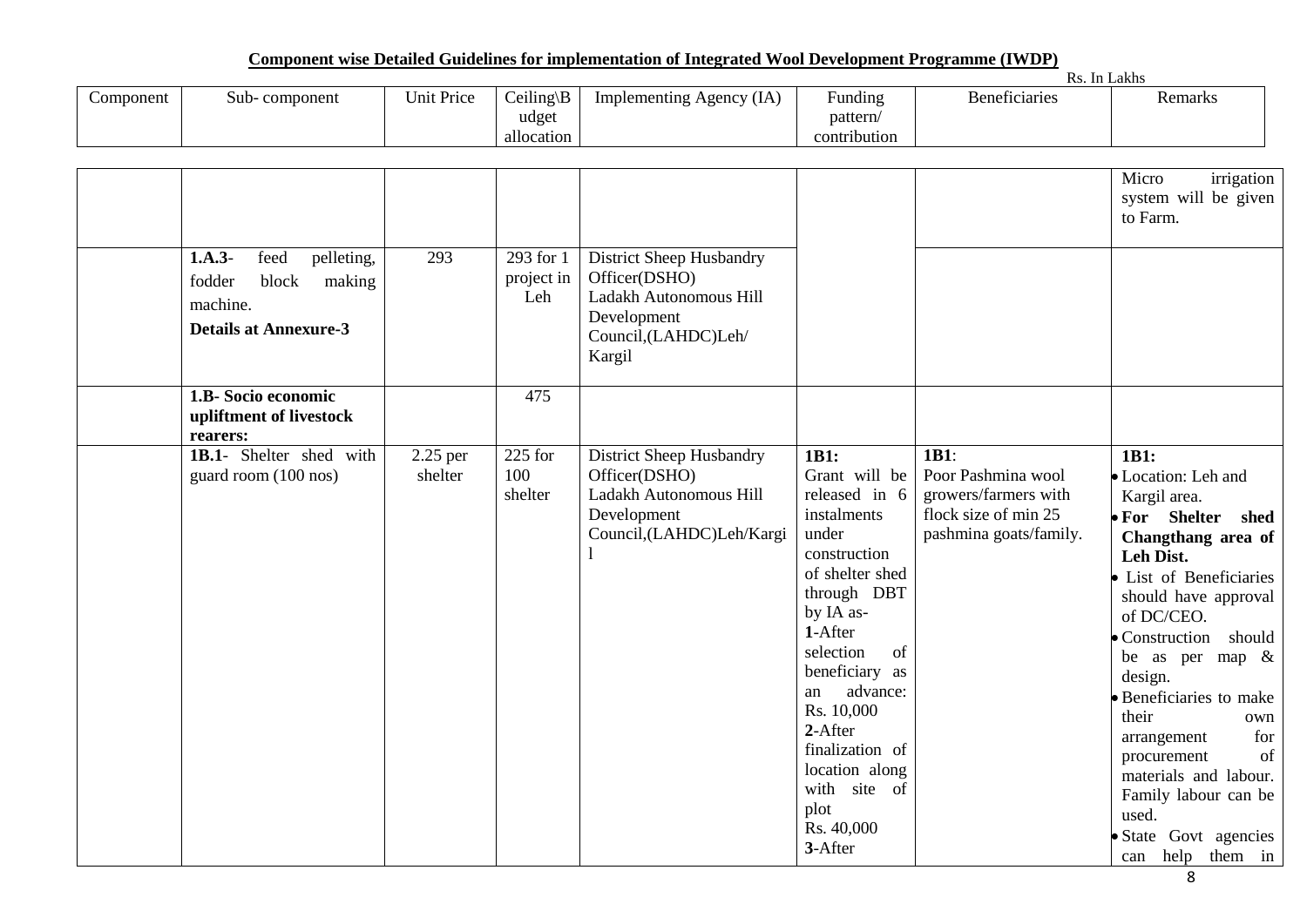## Component wise Detailed Guidelines for implementation of Integrated Wool Development Programme (IWDP)

Rs. In Lakhs

| Component | Sub- component | Unit Price | Ceiling\Budget allocation | Implementing Agency (IA) | Funding pattern/ contribution | Beneficiaries | Remarks |
|---|---|---|---|---|---|---|---|
| | | | | | | | Micro irrigation system will be given to Farm. |
| | **1.A.3**- feed pelleting, fodder block making machine.<br>**Details at Annexure-3** | 293 | 293 for 1 project in Leh | District Sheep Husbandry Officer(DSHO) Ladakh Autonomous Hill Development Council,(LAHDC)Leh/ Kargil | | | |
| | **1.B- Socio economic upliftment of livestock rearers:** | | 475 | | | | |
| | **1B.1**- Shelter shed with guard room (100 nos) | 2.25 per shelter | 225 for 100 shelter | District Sheep Husbandry Officer(DSHO) Ladakh Autonomous Hill Development Council,(LAHDC)Leh/Kargil | **1B1:** Grant will be released in 6 instalments under construction of shelter shed through DBT by IA as-<br>**1**-After selection of beneficiary as an advance: Rs. 10,000<br>**2**-After finalization of location along with site of plot Rs. 40,000<br>**3**-After | **1B1**: Poor Pashmina wool growers/farmers with flock size of min 25 pashmina goats/family. | **1B1:**<br>• Location: Leh and Kargil area.<br>• **For Shelter shed Changthang area of Leh Dist.**<br>• List of Beneficiaries should have approval of DC/CEO.<br>• Construction should be as per map & design.<br>• Beneficiaries to make their own arrangement for procurement of materials and labour. Family labour can be used.<br>• State Govt agencies can help them in |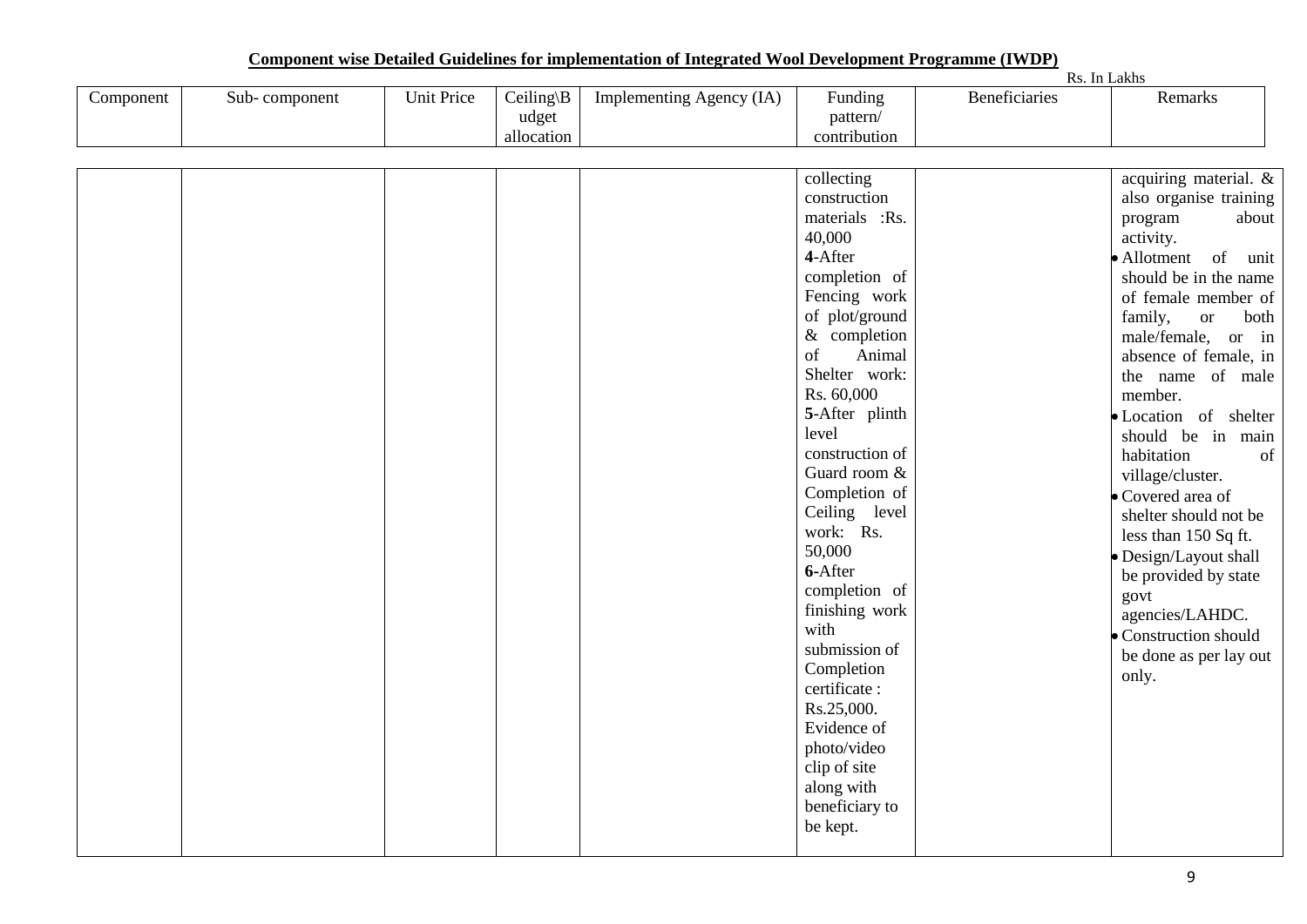## Component wise Detailed Guidelines for implementation of Integrated Wool Development Programme (IWDP)

Rs. In Lakhs

| Component | Sub- component | Unit Price | Ceiling\Budget allocation | Implementing Agency (IA) | Funding pattern/ contribution | Beneficiaries | Remarks |
|---|---|---|---|---|---|---|---|
| | | | | | collecting construction materials :Rs. 40,000<br>**4**-After completion of Fencing work of plot/ground & completion of Animal Shelter work: Rs. 60,000<br>**5**-After plinth level construction of Guard room & Completion of Ceiling level work: Rs. 50,000<br>**6**-After completion of finishing work with submission of Completion certificate : Rs.25,000.<br>Evidence of photo/video clip of site along with beneficiary to be kept. | | acquiring material. & also organise training program about activity.<br>• Allotment of unit should be in the name of female member of family, or both male/female, or in absence of female, in the name of male member.<br>• Location of shelter should be in main habitation of village/cluster.<br>• Covered area of shelter should not be less than 150 Sq ft.<br>• Design/Layout shall be provided by state govt agencies/LAHDC.<br>• Construction should be done as per lay out only. |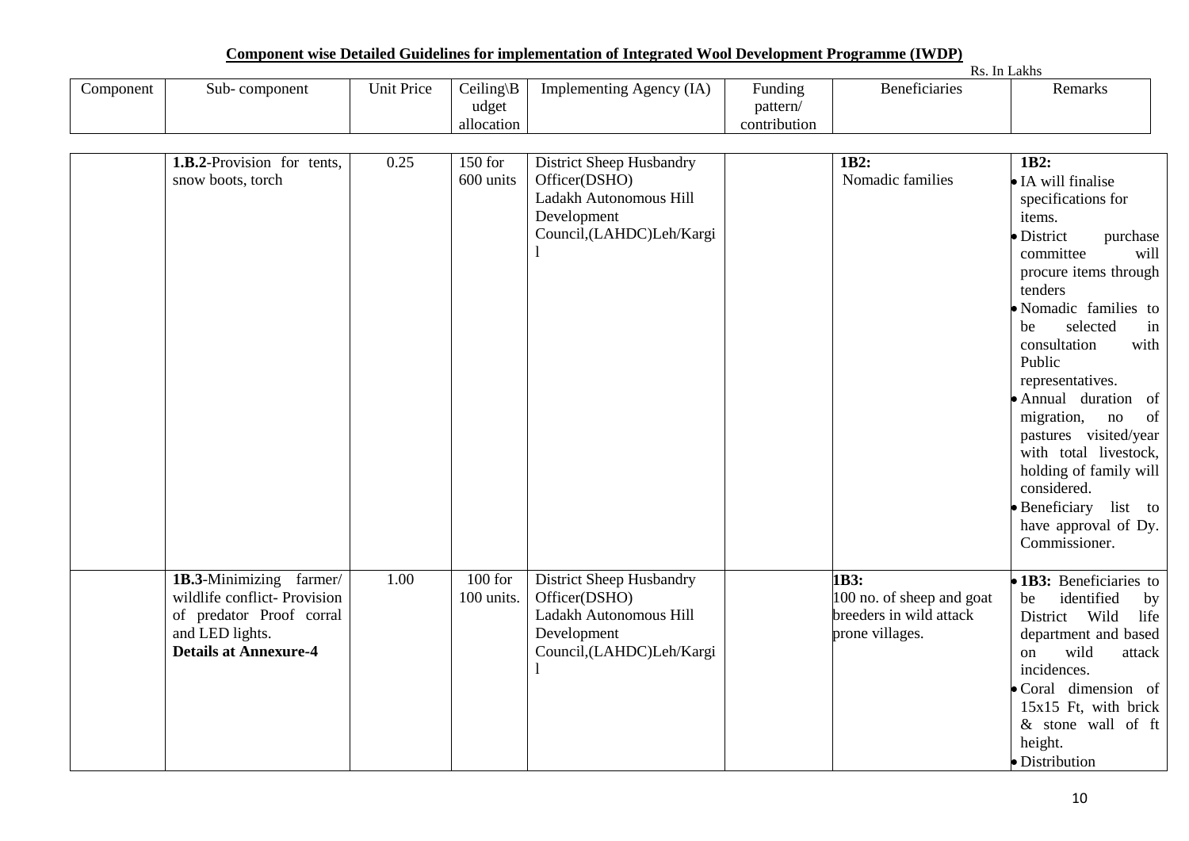**Component wise Detailed Guidelines for implementation of Integrated Wool Development Programme (IWDP)**

Rs. In Lakhs

| Component | Sub- component | Unit Price | Ceiling\Budget allocation | Implementing Agency (IA) | Funding pattern/ contribution | Beneficiaries | Remarks |
|---|---|---|---|---|---|---|---|
| | **1.B.2**-Provision for tents, snow boots, torch | 0.25 | 150 for 600 units | District Sheep Husbandry Officer(DSHO) Ladakh Autonomous Hill Development Council,(LAHDC)Leh/Kargil | | **1B2:** Nomadic families | **1B2:** • IA will finalise specifications for items. • District purchase committee will procure items through tenders • Nomadic families to be selected in consultation with Public representatives. • Annual duration of migration, no of pastures visited/year with total livestock, holding of family will considered. • Beneficiary list to have approval of Dy. Commissioner. |
| | **1B.3**-Minimizing farmer/ wildlife conflict- Provision of predator Proof corral and LED lights. **Details at Annexure-4** | 1.00 | 100 for 100 units. | District Sheep Husbandry Officer(DSHO) Ladakh Autonomous Hill Development Council,(LAHDC)Leh/Kargil | | **1B3:** 100 no. of sheep and goat breeders in wild attack prone villages. | • **1B3:** Beneficiaries to be identified by District Wild life department and based on wild attack incidences. • Coral dimension of 15x15 Ft, with brick & stone wall of ft height. • Distribution |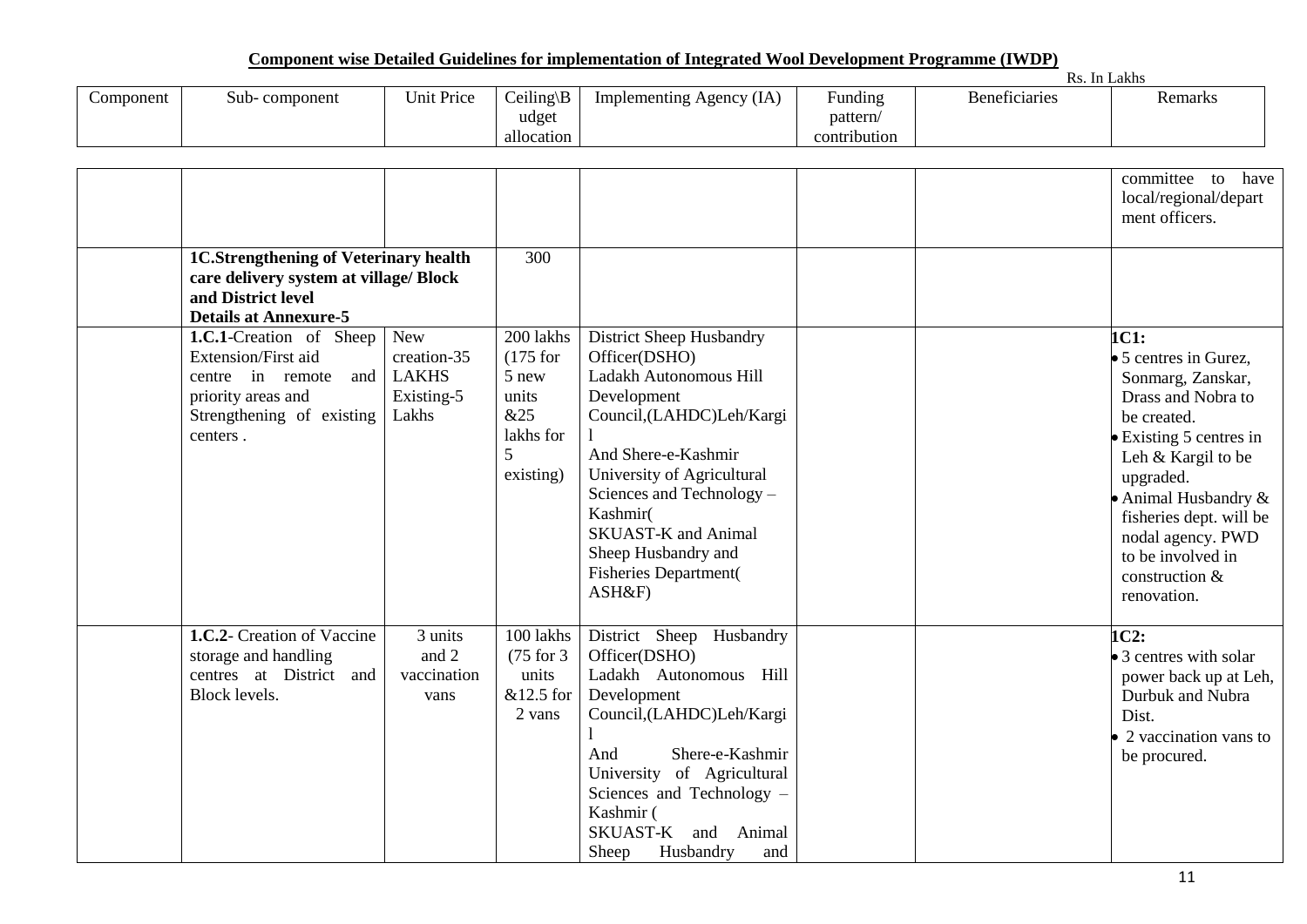**Component wise Detailed Guidelines for implementation of Integrated Wool Development Programme (IWDP)**

Rs. In Lakhs

| Component | Sub- component | Unit Price | Ceiling\Budget allocation | Implementing Agency (IA) | Funding pattern/ contribution | Beneficiaries | Remarks |
|---|---|---|---|---|---|---|---|
| | | | | | | | committee to have local/regional/department officers. |
| | **1C.Strengthening of Veterinary health care delivery system at village/ Block and District level Details at Annexure-5** | | 300 | | | | |
| | **1.C.1**-Creation of Sheep Extension/First aid centre in remote and priority areas and Strengthening of existing centers . | New creation-35 LAKHS Existing-5 Lakhs | 200 lakhs (175 for 5 new units &25 lakhs for 5 existing) | District Sheep Husbandry Officer(DSHO) Ladakh Autonomous Hill Development Council,(LAHDC)Leh/Kargil And Shere-e-Kashmir University of Agricultural Sciences and Technology – Kashmir( SKUAST-K and Animal Sheep Husbandry and Fisheries Department( ASH&F) | | | **1C1:** • 5 centres in Gurez, Sonmarg, Zanskar, Drass and Nobra to be created. • Existing 5 centres in Leh & Kargil to be upgraded. • Animal Husbandry & fisheries dept. will be nodal agency. PWD to be involved in construction & renovation. |
| | **1.C.2**- Creation of Vaccine storage and handling centres at District and Block levels. | 3 units and 2 vaccination vans | 100 lakhs (75 for 3 units &12.5 for 2 vans | District Sheep Husbandry Officer(DSHO) Ladakh Autonomous Hill Development Council,(LAHDC)Leh/Kargil And Shere-e-Kashmir University of Agricultural Sciences and Technology – Kashmir ( SKUAST-K and Animal Sheep Husbandry and | | | **1C2:** • 3 centres with solar power back up at Leh, Durbuk and Nubra Dist. • 2 vaccination vans to be procured. |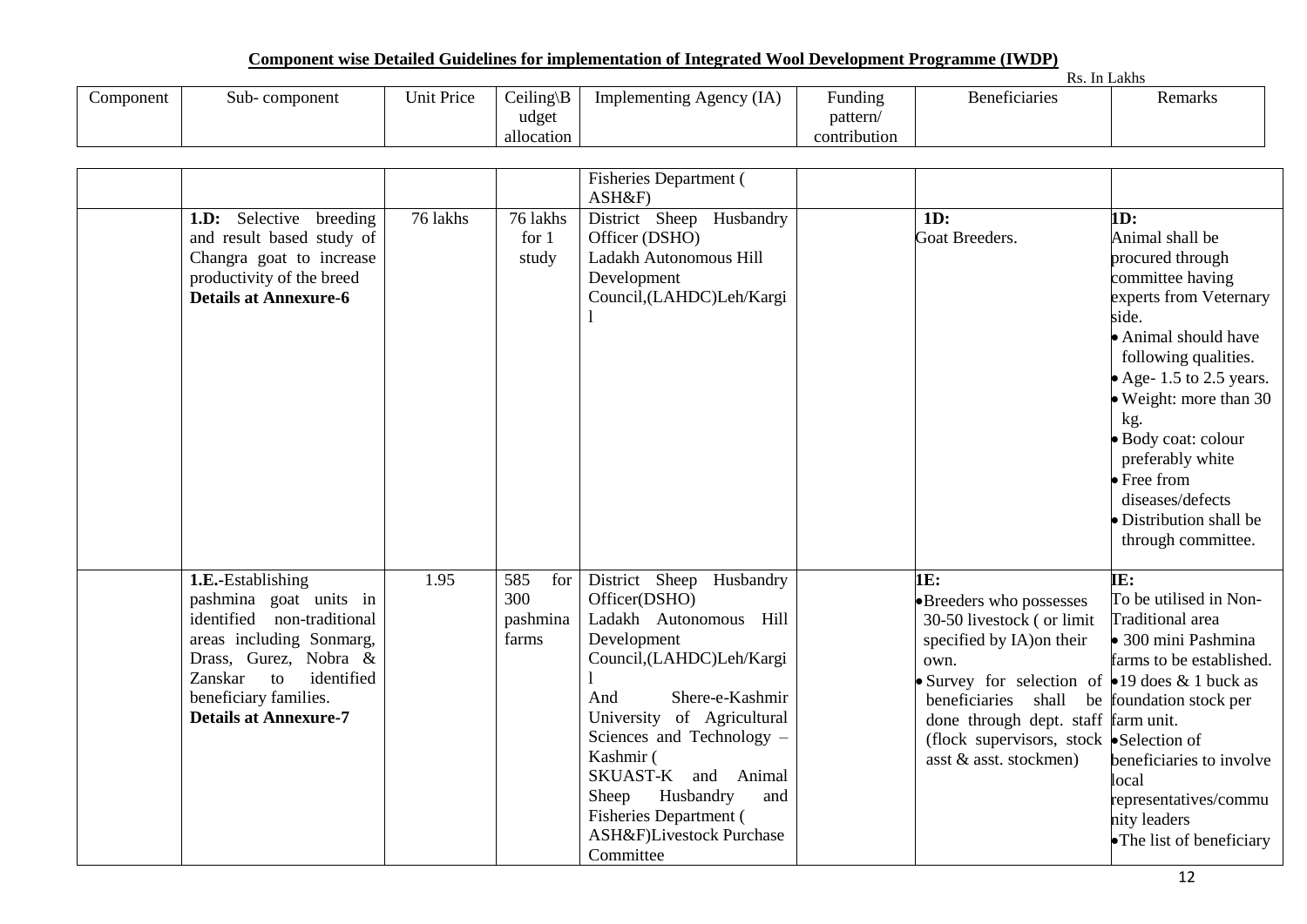## Component wise Detailed Guidelines for implementation of Integrated Wool Development Programme (IWDP)

Rs. In Lakhs

| Component | Sub- component | Unit Price | Ceiling\Budget allocation | Implementing Agency (IA) | Funding pattern/ contribution | Beneficiaries | Remarks |
|---|---|---|---|---|---|---|---|
| | | | | Fisheries Department ( ASH&F) | | | |
| | **1.D:** Selective breeding and result based study of Changra goat to increase productivity of the breed **Details at Annexure-6** | 76 lakhs | 76 lakhs for 1 study | District Sheep Husbandry Officer (DSHO) Ladakh Autonomous Hill Development Council,(LAHDC)Leh/Kargil | | **1D:** Goat Breeders. | **1D:** Animal shall be procured through committee having experts from Veternary side. • Animal should have following qualities. • Age- 1.5 to 2.5 years. • Weight: more than 30 kg. • Body coat: colour preferably white • Free from diseases/defects • Distribution shall be through committee. |
| | **1.E.**-Establishing pashmina goat units in identified non-traditional areas including Sonmarg, Drass, Gurez, Nobra & Zanskar to identified beneficiary families. **Details at Annexure-7** | 1.95 | 585 for 300 pashmina farms | District Sheep Husbandry Officer(DSHO) Ladakh Autonomous Hill Development Council,(LAHDC)Leh/Kargil And Shere-e-Kashmir University of Agricultural Sciences and Technology – Kashmir ( SKUAST-K and Animal Sheep Husbandry and Fisheries Department ( ASH&F)Livestock Purchase Committee | | **1E:** • Breeders who possesses 30-50 livestock ( or limit specified by IA)on their own. • Survey for selection of beneficiaries shall be done through dept. staff (flock supervisors, stock asst & asst. stockmen) | **IE:** To be utilised in Non-Traditional area • 300 mini Pashmina farms to be established. • 19 does & 1 buck as foundation stock per farm unit. • Selection of beneficiaries to involve local representatives/community leaders • The list of beneficiary |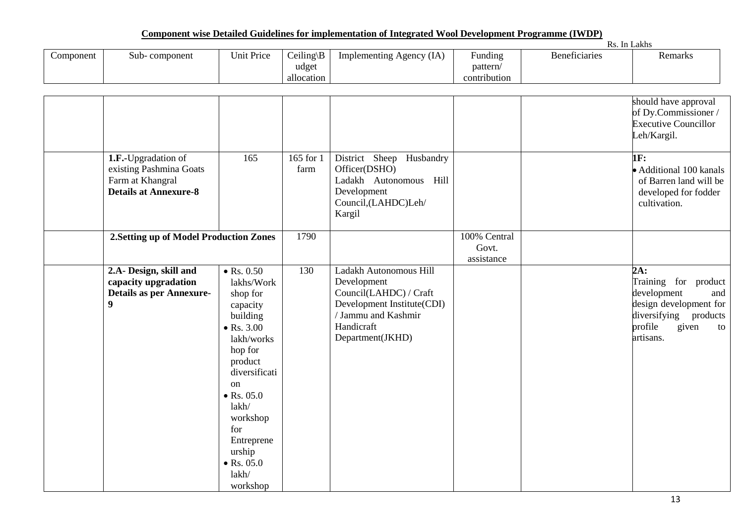**Component wise Detailed Guidelines for implementation of Integrated Wool Development Programme (IWDP)**

Rs. In Lakhs

| Component | Sub- component | Unit Price | Ceiling\Budget allocation | Implementing Agency (IA) | Funding pattern/ contribution | Beneficiaries | Remarks |
|---|---|---|---|---|---|---|---|
| | | | | | | | should have approval of Dy.Commissioner / Executive Councillor Leh/Kargil. |
| | **1.F.**-Upgradation of existing Pashmina Goats Farm at Khangral **Details at Annexure-8** | 165 | 165 for 1 farm | District Sheep Husbandry Officer(DSHO) Ladakh Autonomous Hill Development Council,(LAHDC)Leh/ Kargil | | | **1F:** • Additional 100 kanals of Barren land will be developed for fodder cultivation. |
| | **2.Setting up of Model Production Zones** | | 1790 | | 100% Central Govt. assistance | | |
| | **2.A- Design, skill and capacity upgradation Details as per Annexure-9** | • Rs. 0.50 lakhs/Workshop for capacity building • Rs. 3.00 lakh/workshop for product diversification • Rs. 05.0 lakh/ workshop for Entrepreneurship • Rs. 05.0 lakh/ workshop | 130 | Ladakh Autonomous Hill Development Council(LAHDC) / Craft Development Institute(CDI) / Jammu and Kashmir Handicraft Department(JKHD) | | | **2A:** Training for product development and design development for diversifying products profile given to artisans. |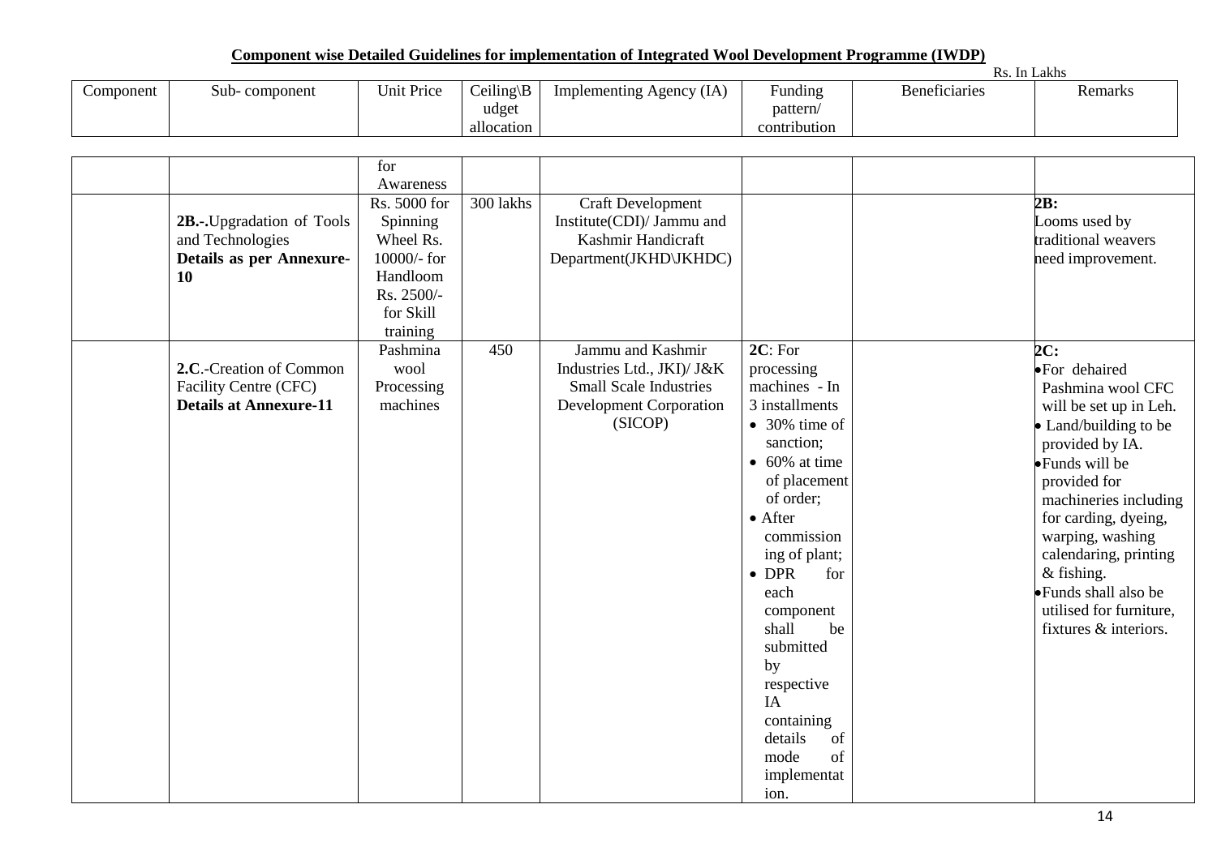## Component wise Detailed Guidelines for implementation of Integrated Wool Development Programme (IWDP)

Rs. In Lakhs

| Component | Sub- component | Unit Price | Ceiling\Budget allocation | Implementing Agency (IA) | Funding pattern/ contribution | Beneficiaries | Remarks |
|---|---|---|---|---|---|---|---|
| | | for Awareness | | | | | |
| | **2B.-.**Upgradation of Tools and Technologies **Details as per Annexure-10** | Rs. 5000 for Spinning Wheel Rs. 10000/- for Handloom Rs. 2500/- for Skill training | 300 lakhs | Craft Development Institute(CDI)/ Jammu and Kashmir Handicraft Department(JKHD\JKHDC) | | | **2B:** Looms used by traditional weavers need improvement. |
| | **2.C**.-Creation of Common Facility Centre (CFC) **Details at Annexure-11** | Pashmina wool Processing machines | 450 | Jammu and Kashmir Industries Ltd., JKI)/ J&K Small Scale Industries Development Corporation (SICOP) | **2C**: For processing machines - In 3 installments<br>• 30% time of sanction;<br>• 60% at time of placement of order;<br>• After commissioning of plant;<br>• DPR for each component shall be submitted by respective IA containing details of mode of implementation. | | **2C:**<br>• For dehaired Pashmina wool CFC will be set up in Leh.<br>• Land/building to be provided by IA.<br>• Funds will be provided for machineries including for carding, dyeing, warping, washing calendaring, printing & fishing.<br>• Funds shall also be utilised for furniture, fixtures & interiors. |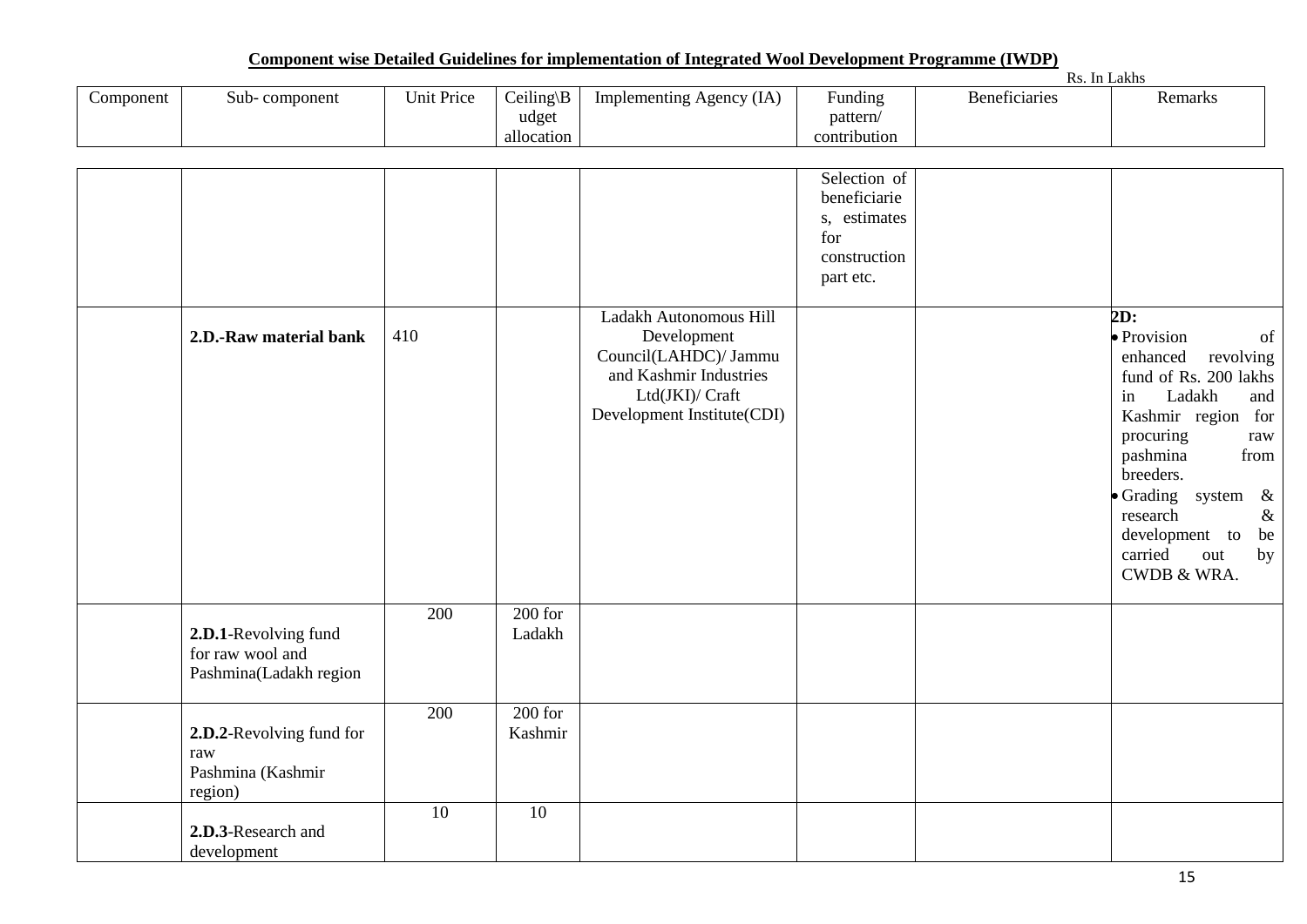**Component wise Detailed Guidelines for implementation of Integrated Wool Development Programme (IWDP)**

Rs. In Lakhs

| Component | Sub- component | Unit Price | Ceiling\Budget allocation | Implementing Agency (IA) | Funding pattern/ contribution | Beneficiaries | Remarks |
|---|---|---|---|---|---|---|---|
| | | | | | Selection of beneficiaries, estimates for construction part etc. | | |
| | **2.D.-Raw material bank** | 410 | | Ladakh Autonomous Hill Development Council(LAHDC)/ Jammu and Kashmir Industries Ltd(JKI)/ Craft Development Institute(CDI) | | | **2D:** <br>• Provision of enhanced revolving fund of Rs. 200 lakhs in Ladakh and Kashmir region for procuring raw pashmina from breeders. <br>• Grading system & research & development to be carried out by CWDB & WRA. |
| | **2.D.1**-Revolving fund for raw wool and Pashmina(Ladakh region | 200 | 200 for Ladakh | | | | |
| | **2.D.2**-Revolving fund for raw Pashmina (Kashmir region) | 200 | 200 for Kashmir | | | | |
| | **2.D.3**-Research and development | 10 | 10 | | | | |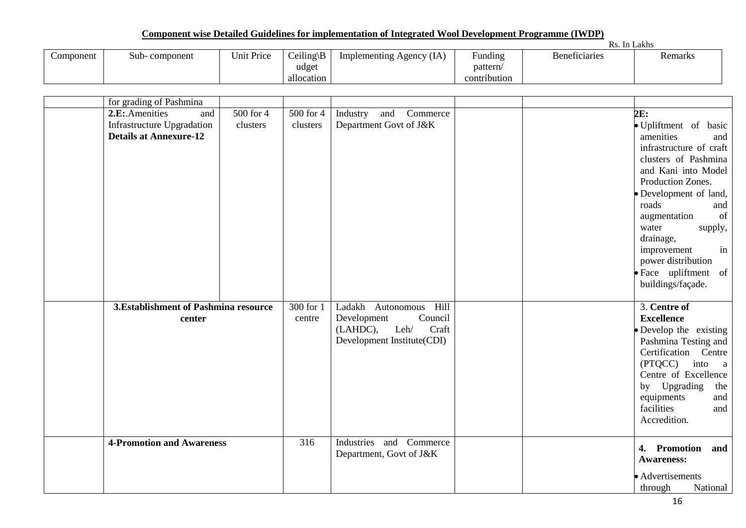## Component wise Detailed Guidelines for implementation of Integrated Wool Development Programme (IWDP)

Rs. In Lakhs

| Component | Sub- component | Unit Price | Ceiling\Budget allocation | Implementing Agency (IA) | Funding pattern/ contribution | Beneficiaries | Remarks |
|---|---|---|---|---|---|---|---|
| | for grading of Pashmina | | | | | | |
| | **2.E:**.Amenities and Infrastructure Upgradation **Details at Annexure-12** | 500 for 4 clusters | 500 for 4 clusters | Industry and Commerce Department Govt of J&K | | | **2E:** • Upliftment of basic amenities and infrastructure of craft clusters of Pashmina and Kani into Model Production Zones. • Development of land, roads and augmentation of water supply, drainage, improvement in power distribution • Face upliftment of buildings/façade. |
| | **3.Establishment of Pashmina resource center** | | 300 for 1 centre | Ladakh Autonomous Hill Development Council (LAHDC), Leh/ Craft Development Institute(CDI) | | | 3. **Centre of Excellence** • Develop the existing Pashmina Testing and Certification Centre (PTQCC) into a Centre of Excellence by Upgrading the equipments and facilities and Accredition. |
| | **4-Promotion and Awareness** | | 316 | Industries and Commerce Department, Govt of J&K | | | **4. Promotion and Awareness:** • Advertisements through National |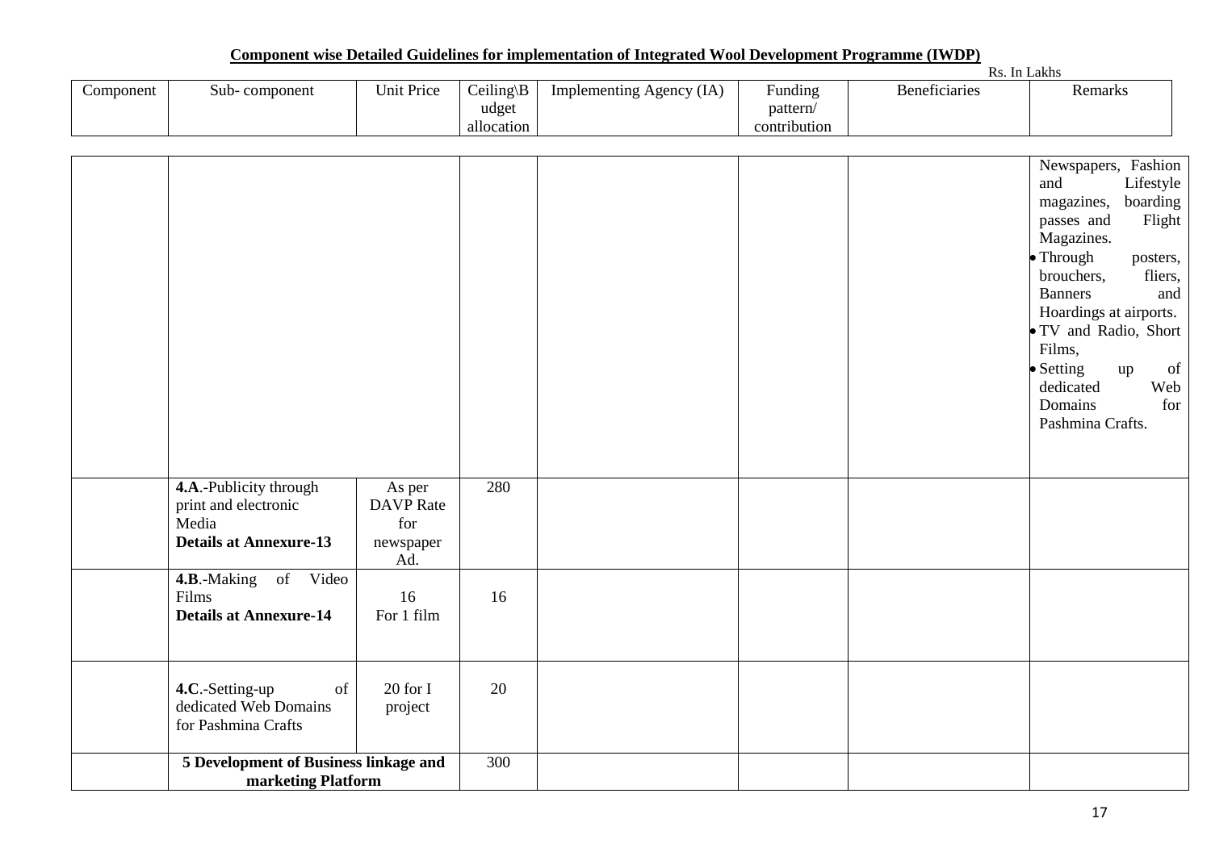## Component wise Detailed Guidelines for implementation of Integrated Wool Development Programme (IWDP)

Rs. In Lakhs

| Component | Sub- component | Unit Price | Ceiling\Budget allocation | Implementing Agency (IA) | Funding pattern/ contribution | Beneficiaries | Remarks |
|---|---|---|---|---|---|---|---|
| | | | | | | | Newspapers, Fashion and Lifestyle magazines, boarding passes and Flight Magazines.<br>• Through posters, brouchers, fliers, Banners and Hoardings at airports.<br>• TV and Radio, Short Films,<br>• Setting up of dedicated Web Domains for Pashmina Crafts. |
| | **4.A**.-Publicity through print and electronic Media **Details at Annexure-13** | As per DAVP Rate for newspaper Ad. | 280 | | | | |
| | **4.B**.-Making of Video Films **Details at Annexure-14** | 16 For 1 film | 16 | | | | |
| | **4.C**.-Setting-up of dedicated Web Domains for Pashmina Crafts | 20 for I project | 20 | | | | |
| | **5 Development of Business linkage and marketing Platform** | | 300 | | | | |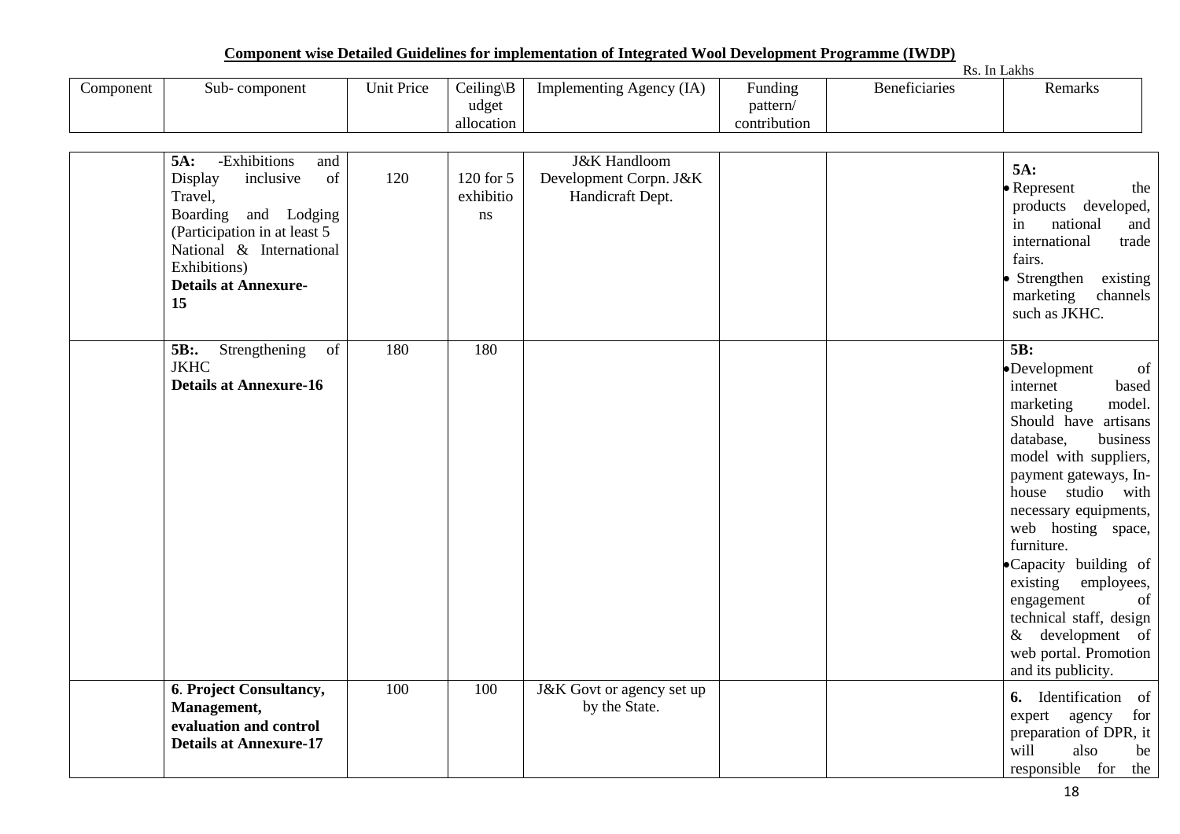**Component wise Detailed Guidelines for implementation of Integrated Wool Development Programme (IWDP)**

Rs. In Lakhs

| Component | Sub- component | Unit Price | Ceiling\Budget allocation | Implementing Agency (IA) | Funding pattern/ contribution | Beneficiaries | Remarks |
|---|---|---|---|---|---|---|---|
| | **5A:** -Exhibitions and Display inclusive of Travel, Boarding and Lodging (Participation in at least 5 National & International Exhibitions) **Details at Annexure-15** | 120 | 120 for 5 exhibitions | J&K Handloom Development Corpn. J&K Handicraft Dept. | | | **5A:** • Represent the products developed, in national and international trade fairs. • Strengthen existing marketing channels such as JKHC. |
| | **5B:.** Strengthening of JKHC **Details at Annexure-16** | 180 | 180 | | | | **5B:** • Development of internet based marketing model. Should have artisans database, business model with suppliers, payment gateways, In-house studio with necessary equipments, web hosting space, furniture. • Capacity building of existing employees, engagement of technical staff, design & development of web portal. Promotion and its publicity. |
| | **6**. **Project Consultancy, Management, evaluation and control Details at Annexure-17** | 100 | 100 | J&K Govt or agency set up by the State. | | | **6.** Identification of expert agency for preparation of DPR, it will also be responsible for the |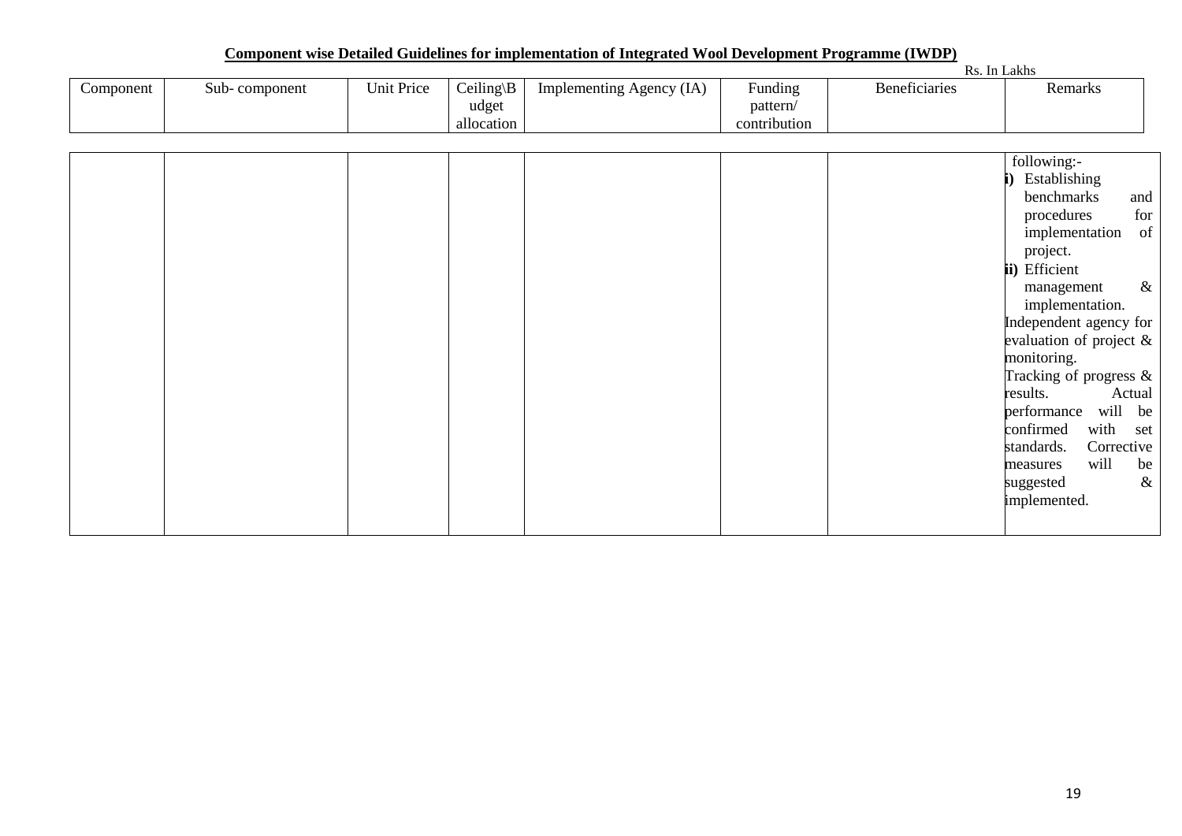**Component wise Detailed Guidelines for implementation of Integrated Wool Development Programme (IWDP)**

Rs. In Lakhs

| Component | Sub- component | Unit Price | Ceiling\Budget allocation | Implementing Agency (IA) | Funding pattern/ contribution | Beneficiaries | Remarks |
|---|---|---|---|---|---|---|---|
| | | | | | | | following:-<br>i) Establishing benchmarks and procedures for implementation of project.<br>ii) Efficient management & implementation.<br>Independent agency for evaluation of project & monitoring.<br>Tracking of progress & results. Actual performance will be confirmed with set standards. Corrective measures will be suggested & implemented. |